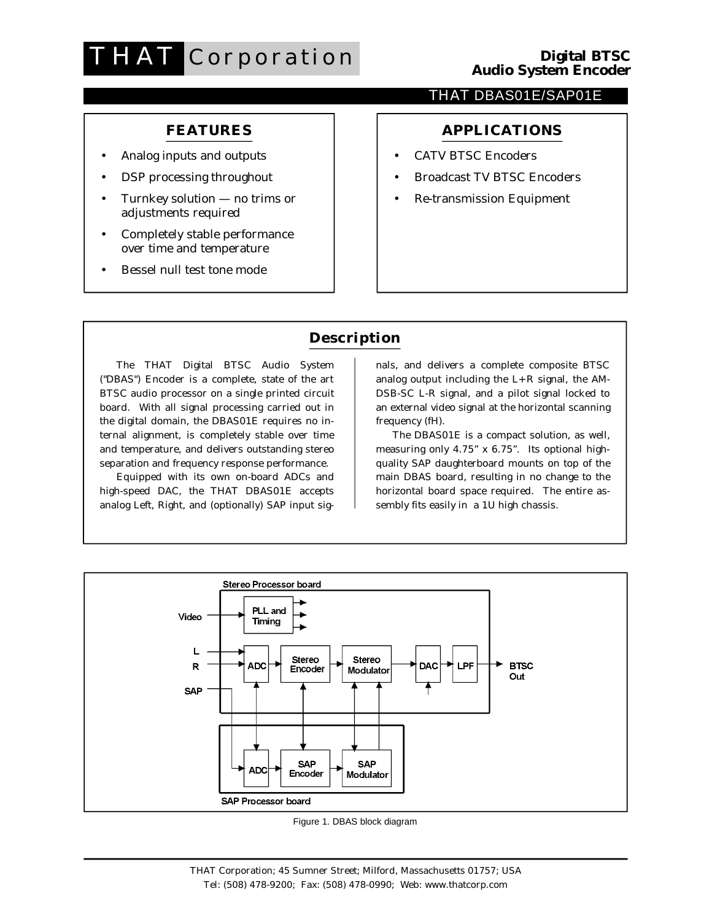THAT Corporation

**Digital BTSC Audio System Encoder**

THAT DBAS01E/SAP01E

## FEATURES

- Analog inputs and outputs
- DSP processing throughout
- Turnkey solution — no trims or adjustments required
- Completely stable performance over time and temperature
- Bessel null test tone mode

## APPLICATIONS

- CATV BTSC Encoders
- Broadcast TV BTSC Encoders
- Re-transmission Equipment

## Description

The THAT Digital BTSC Audio System ("DBAS") Encoder is a complete, state of the art BTSC audio processor on a single printed circuit board. With all signal processing carried out in the digital domain, the DBAS01E requires no internal alignment, is completely stable over time and temperature, and delivers outstanding stereo separation and frequency response performance.

Equipped with its own on-board ADCs and high-speed DAC, the THAT DBAS01E accepts analog Left, Right, and (optionally) SAP input signals, and delivers a complete composite BTSC analog output including the L+R signal, the AM-DSB-SC L-R signal, and a pilot signal locked to an external video signal at the horizontal scanning frequency (fH).

The DBAS01E is a compact solution, as well, measuring only 4.75" x 6.75". Its optional high-quality SAP daughterboard mounts on top of the main DBAS board, resulting in no change to the horizontal board space required. The entire assembly fits easily in a 1U high chassis.

Figure 1. DBAS block diagram

THAT Corporation; 45 Sumner Street; Milford, Massachusetts 01757; USA
Tel: (508) 478-9200; Fax: (508) 478-0990; Web: www.thatcorp.com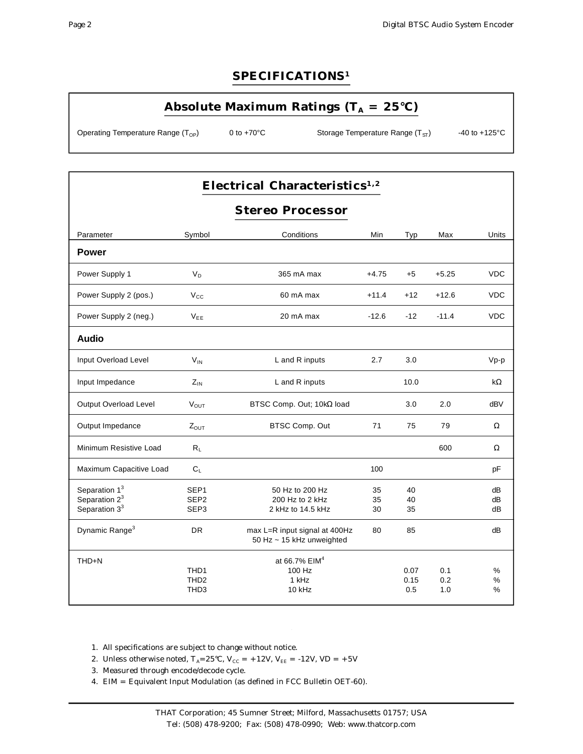# SPECIFICATIONS[1]

## Absolute Maximum Ratings ($T_A$ = 25°C)

| | | | |
|---|---|---|---|
| Operating Temperature Range ($T_{OP}$) | 0 to +70°C | Storage Temperature Range ($T_{ST}$) | -40 to +125°C |

## Electrical Characteristics[1,2]

### Stereo Processor

| Parameter | Symbol | Conditions | Min | Typ | Max | Units |
|---|---|---|---|---|---|---|
| **Power** | | | | | | |
| Power Supply 1 | $V_D$ | 365 mA max | +4.75 | +5 | +5.25 | VDC |
| Power Supply 2 (pos.) | $V_{CC}$ | 60 mA max | +11.4 | +12 | +12.6 | VDC |
| Power Supply 2 (neg.) | $V_{EE}$ | 20 mA max | -12.6 | -12 | -11.4 | VDC |
| **Audio** | | | | | | |
| Input Overload Level | $V_{IN}$ | L and R inputs | 2.7 | 3.0 | | Vp-p |
| Input Impedance | $Z_{IN}$ | L and R inputs | | 10.0 | | kΩ |
| Output Overload Level | $V_{OUT}$ | BTSC Comp. Out; 10kΩ load | | 3.0 | 2.0 | dBV |
| Output Impedance | $Z_{OUT}$ | BTSC Comp. Out | 71 | 75 | 79 | Ω |
| Minimum Resistive Load | $R_L$ | | | | 600 | Ω |
| Maximum Capacitive Load | $C_L$ | | 100 | | | pF |
| Separation 1[3] | SEP1 | 50 Hz to 200 Hz | 35 | 40 | | dB |
| Separation 2[3] | SEP2 | 200 Hz to 2 kHz | 35 | 40 | | dB |
| Separation 3[3] | SEP3 | 2 kHz to 14.5 kHz | 30 | 35 | | dB |
| Dynamic Range[3] | DR | max L=R input signal at 400Hz 50 Hz ~ 15 kHz unweighted | 80 | 85 | | dB |
| THD+N | | at 66.7% EIM[4] | | | | |
| | THD1 | 100 Hz | | 0.07 | 0.1 | % |
| | THD2 | 1 kHz | | 0.15 | 0.2 | % |
| | THD3 | 10 kHz | | 0.5 | 1.0 | % |

1. All specifications are subject to change without notice.
2. Unless otherwise noted, $T_A$=25°C, $V_{CC}$ = +12V, $V_{EE}$ = -12V, VD = +5V
3. Measured through encode/decode cycle.
4. EIM = Equivalent Input Modulation (as defined in FCC Bulletin OET-60).

THAT Corporation; 45 Sumner Street; Milford, Massachusetts 01757; USA
Tel: (508) 478-9200; Fax: (508) 478-0990; Web: www.thatcorp.com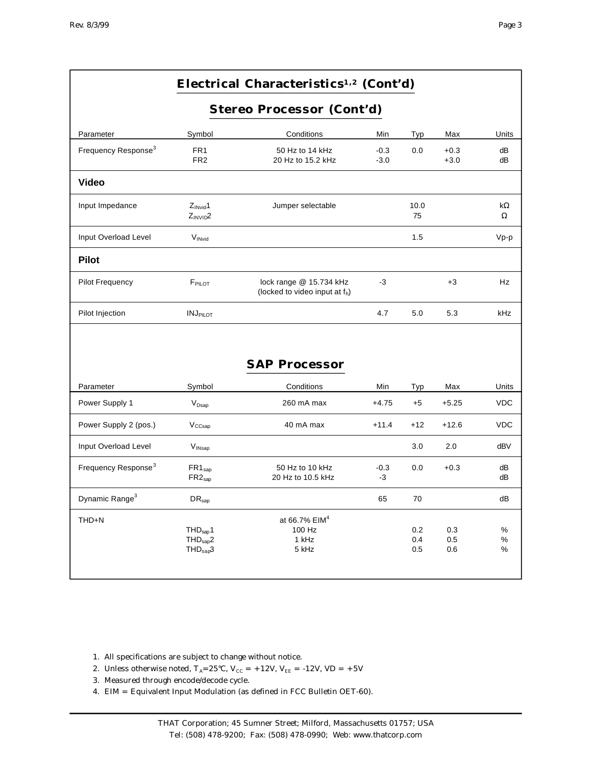## Electrical Characteristics[1,2] (Cont'd)

### Stereo Processor (Cont'd)

| Parameter | Symbol | Conditions | Min | Typ | Max | Units |
|---|---|---|---|---|---|---|
| Frequency Response[3] | FR1 | 50 Hz to 14 kHz | -0.3 | 0.0 | +0.3 | dB |
| | FR2 | 20 Hz to 15.2 kHz | -3.0 | | +3.0 | dB |
| **Video** | | | | | | |
| Input Impedance | $Z_{INvid}1$ | Jumper selectable | | 10.0 | | kΩ |
| | $Z_{INVID}2$ | | | 75 | | Ω |
| Input Overload Level | $V_{INvid}$ | | | 1.5 | | Vp-p |
| **Pilot** | | | | | | |
| Pilot Frequency | $F_{PILOT}$ | lock range @ 15.734 kHz (locked to video input at $f_h$) | -3 | | +3 | Hz |
| Pilot Injection | $INJ_{PILOT}$ | | 4.7 | 5.0 | 5.3 | kHz |

### SAP Processor

| Parameter | Symbol | Conditions | Min | Typ | Max | Units |
|---|---|---|---|---|---|---|
| Power Supply 1 | $V_{Dsap}$ | 260 mA max | +4.75 | +5 | +5.25 | VDC |
| Power Supply 2 (pos.) | $V_{CCsap}$ | 40 mA max | +11.4 | +12 | +12.6 | VDC |
| Input Overload Level | $V_{INsap}$ | | | 3.0 | 2.0 | dBV |
| Frequency Response[3] | $FR1_{sap}$ | 50 Hz to 10 kHz | -0.3 | 0.0 | +0.3 | dB |
| | $FR2_{sap}$ | 20 Hz to 10.5 kHz | -3 | | | dB |
| Dynamic Range[3] | $DR_{sap}$ | | 65 | 70 | | dB |
| THD+N | | at 66.7% EIM[4] | | | | |
| | $THD_{sap}1$ | 100 Hz | | 0.2 | 0.3 | % |
| | $THD_{sap}2$ | 1 kHz | | 0.4 | 0.5 | % |
| | $THD_{sap}3$ | 5 kHz | | 0.5 | 0.6 | % |

1. All specifications are subject to change without notice.
2. Unless otherwise noted, $T_A$=25°C, $V_{CC}$ = +12V, $V_{EE}$ = -12V, VD = +5V
3. Measured through encode/decode cycle.
4. EIM = Equivalent Input Modulation (as defined in FCC Bulletin OET-60).

THAT Corporation; 45 Sumner Street; Milford, Massachusetts 01757; USA
Tel: (508) 478-9200; Fax: (508) 478-0990; Web: www.thatcorp.com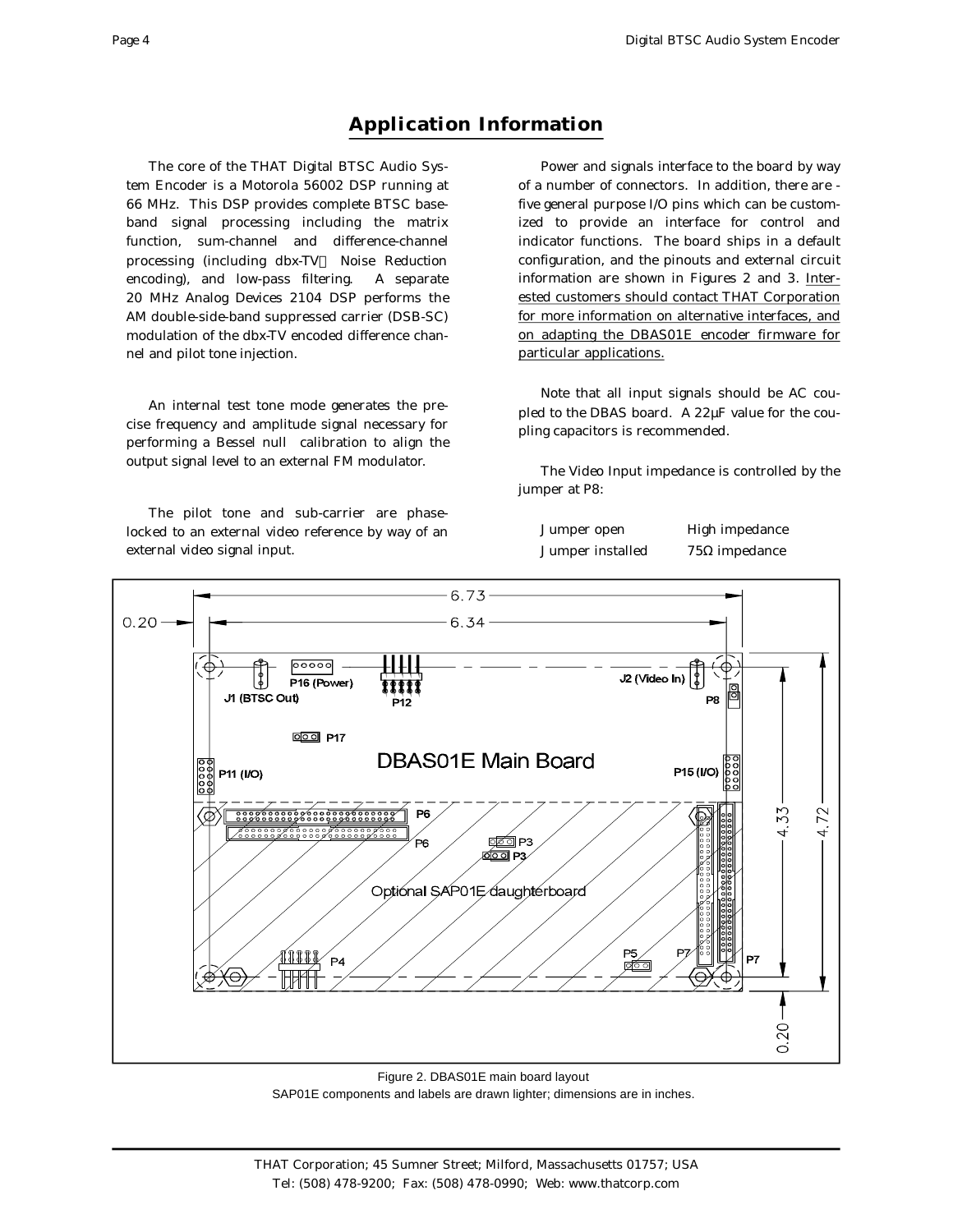## Application Information

The core of the THAT Digital BTSC Audio System Encoder is a Motorola 56002 DSP running at 66 MHz. This DSP provides complete BTSC baseband signal processing including the matrix function, sum-channel and difference-channel processing (including dbx-TV Noise Reduction encoding), and low-pass filtering. A separate 20 MHz Analog Devices 2104 DSP performs the AM double-side-band suppressed carrier (DSB-SC) modulation of the dbx-TV encoded difference channel and pilot tone injection.

An internal test tone mode generates the precise frequency and amplitude signal necessary for performing a Bessel null calibration to align the output signal level to an external FM modulator.

The pilot tone and sub-carrier are phase-locked to an external video reference by way of an external video signal input.

Power and signals interface to the board by way of a number of connectors. In addition, there are five general purpose I/O pins which can be customized to provide an interface for control and indicator functions. The board ships in a default configuration, and the pinouts and external circuit information are shown in Figures 2 and 3. Interested customers should contact THAT Corporation for more information on alternative interfaces, and on adapting the DBAS01E encoder firmware for particular applications.

Note that all input signals should be AC coupled to the DBAS board. A 22µF value for the coupling capacitors is recommended.

The Video Input impedance is controlled by the jumper at P8:

| | |
|---|---|
| Jumper open | High impedance |
| Jumper installed | 75Ω impedance |

Figure 2. DBAS01E main board layout
SAP01E components and labels are drawn lighter; dimensions are in inches.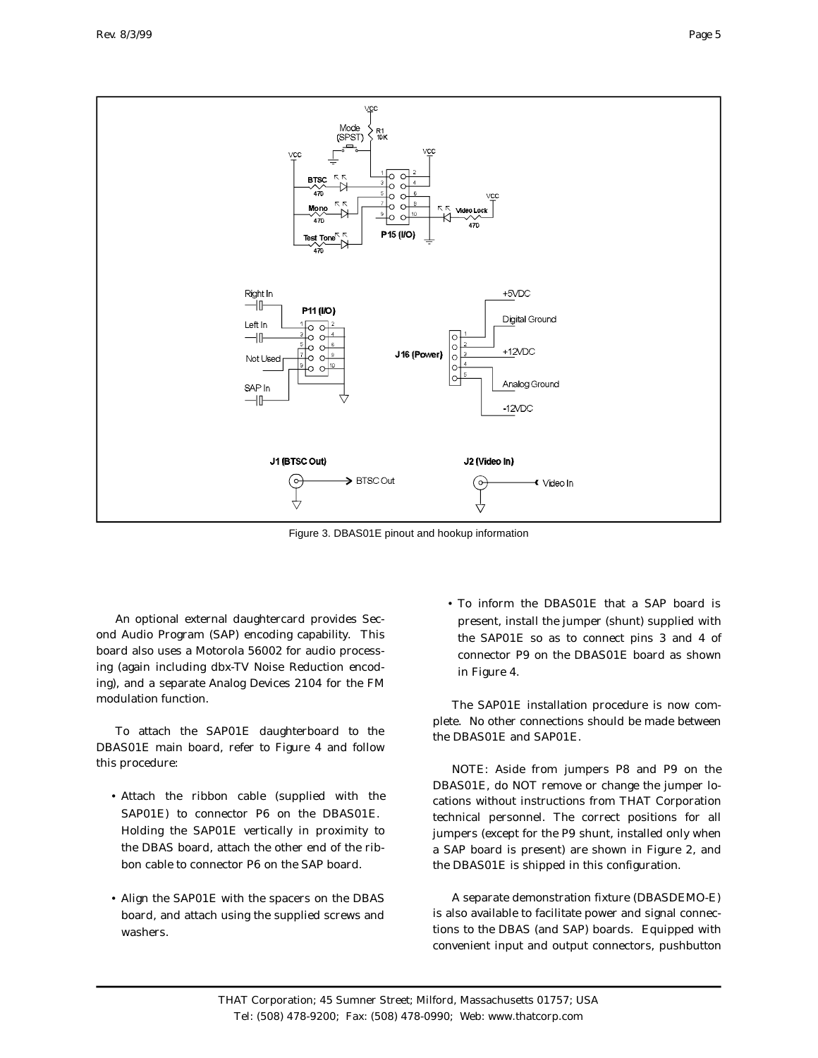Figure 3. DBAS01E pinout and hookup information

An optional external daughtercard provides Second Audio Program (SAP) encoding capability. This board also uses a Motorola 56002 for audio processing (again including dbx-TV Noise Reduction encoding), and a separate Analog Devices 2104 for the FM modulation function.

To attach the SAP01E daughterboard to the DBAS01E main board, refer to Figure 4 and follow this procedure:

- Attach the ribbon cable (supplied with the SAP01E) to connector P6 on the DBAS01E. Holding the SAP01E vertically in proximity to the DBAS board, attach the other end of the ribbon cable to connector P6 on the SAP board.
- Align the SAP01E with the spacers on the DBAS board, and attach using the supplied screws and washers.
- To inform the DBAS01E that a SAP board is present, install the jumper (shunt) supplied with the SAP01E so as to connect pins 3 and 4 of connector P9 on the DBAS01E board as shown in Figure 4.

The SAP01E installation procedure is now complete. No other connections should be made between the DBAS01E and SAP01E.

NOTE: Aside from jumpers P8 and P9 on the DBAS01E, do NOT remove or change the jumper locations without instructions from THAT Corporation technical personnel. The correct positions for all jumpers (except for the P9 shunt, installed only when a SAP board is present) are shown in Figure 2, and the DBAS01E is shipped in this configuration.

A separate demonstration fixture (DBASDEMO-E) is also available to facilitate power and signal connections to the DBAS (and SAP) boards. Equipped with convenient input and output connectors, pushbutton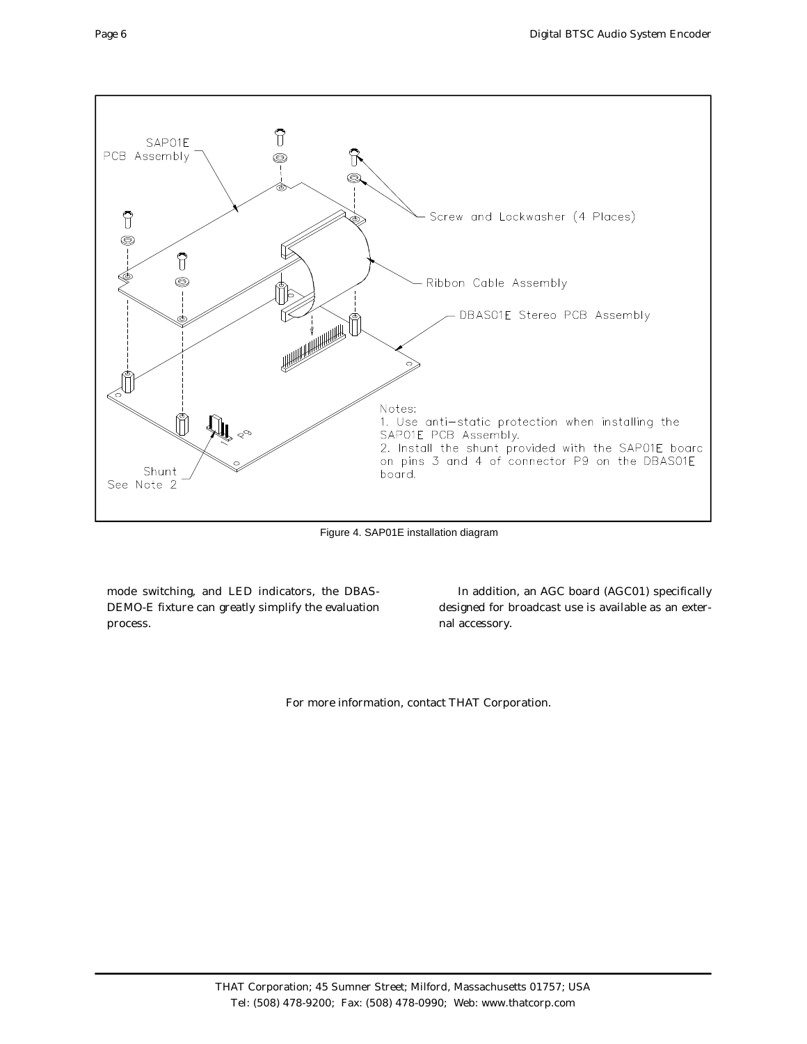SAP01E PCB Assembly

Screw and Lockwasher (4 Places)

Ribbon Cable Assembly

DBAS01E Stereo PCB Assembly

P9

Shunt
See Note 2

Notes:
1. Use anti-static protection when installing the SAP01E PCB Assembly.
2. Install the shunt provided with the SAP01E boarc on pins 3 and 4 of connector P9 on the DBAS01E board.

Figure 4. SAP01E installation diagram

mode switching, and LED indicators, the DBAS-DEMO-E fixture can greatly simplify the evaluation process.

In addition, an AGC board (AGC01) specifically designed for broadcast use is available as an external accessory.

For more information, contact THAT Corporation.

THAT Corporation; 45 Sumner Street; Milford, Massachusetts 01757; USA
Tel: (508) 478-9200; Fax: (508) 478-0990; Web: www.thatcorp.com